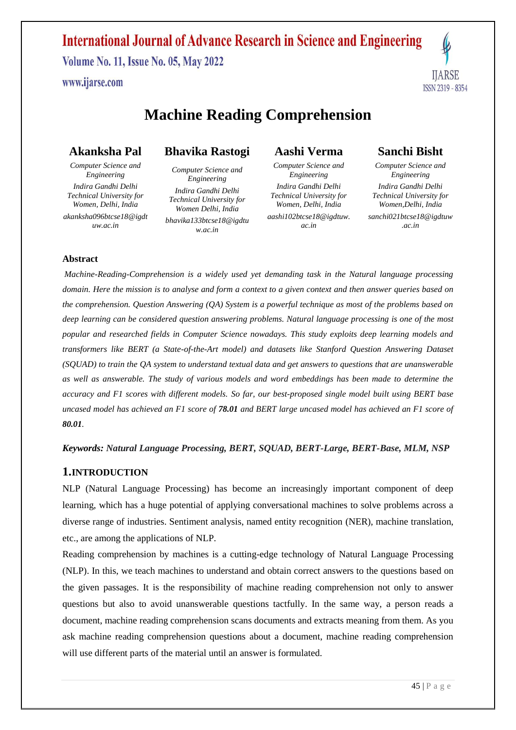# Machine Reading Comprehension

**Akanksha Pal**
*Computer Science and Engineering*
*Indira Gandhi Delhi Technical University for Women, Delhi, India*
*akanksha096btcse18@igdtuw.ac.in*

**Bhavika Rastogi**
*Computer Science and Engineering*
*Indira Gandhi Delhi Technical University for Women Delhi, India*
*bhavika133btcse18@igdtuw.ac.in*

**Aashi Verma**
*Computer Science and Engineering*
*Indira Gandhi Delhi Technical University for Women, Delhi, India*
*aashi102btcse18@igdtuw.ac.in*

**Sanchi Bisht**
*Computer Science and Engineering*
*Indira Gandhi Delhi Technical University for Women,Delhi, India*
*sanchi021btcse18@igdtuw.ac.in*

## Abstract

*Machine-Reading-Comprehension is a widely used yet demanding task in the Natural language processing domain. Here the mission is to analyse and form a context to a given context and then answer queries based on the comprehension. Question Answering (QA) System is a powerful technique as most of the problems based on deep learning can be considered question answering problems. Natural language processing is one of the most popular and researched fields in Computer Science nowadays. This study exploits deep learning models and transformers like BERT (a State-of-the-Art model) and datasets like Stanford Question Answering Dataset (SQUAD) to train the QA system to understand textual data and get answers to questions that are unanswerable as well as answerable. The study of various models and word embeddings has been made to determine the accuracy and F1 scores with different models. So far, our best-proposed single model built using BERT base uncased model has achieved an F1 score of **78.01** and BERT large uncased model has achieved an F1 score of **80.01**.*

***Keywords: Natural Language Processing, BERT, SQUAD, BERT-Large, BERT-Base, MLM, NSP***

## 1.INTRODUCTION

NLP (Natural Language Processing) has become an increasingly important component of deep learning, which has a huge potential of applying conversational machines to solve problems across a diverse range of industries. Sentiment analysis, named entity recognition (NER), machine translation, etc., are among the applications of NLP.

Reading comprehension by machines is a cutting-edge technology of Natural Language Processing (NLP). In this, we teach machines to understand and obtain correct answers to the questions based on the given passages. It is the responsibility of machine reading comprehension not only to answer questions but also to avoid unanswerable questions tactfully. In the same way, a person reads a document, machine reading comprehension scans documents and extracts meaning from them. As you ask machine reading comprehension questions about a document, machine reading comprehension will use different parts of the material until an answer is formulated.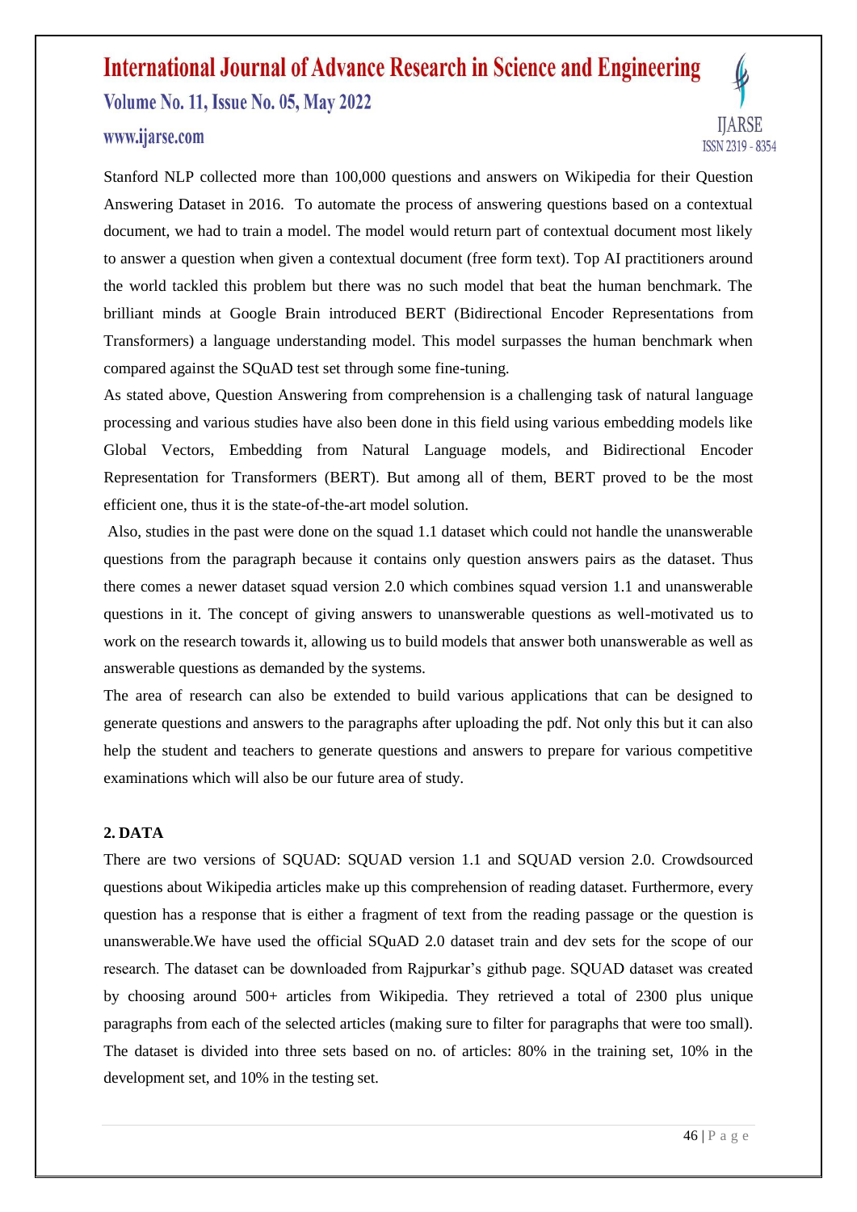Stanford NLP collected more than 100,000 questions and answers on Wikipedia for their Question Answering Dataset in 2016. To automate the process of answering questions based on a contextual document, we had to train a model. The model would return part of contextual document most likely to answer a question when given a contextual document (free form text). Top AI practitioners around the world tackled this problem but there was no such model that beat the human benchmark. The brilliant minds at Google Brain introduced BERT (Bidirectional Encoder Representations from Transformers) a language understanding model. This model surpasses the human benchmark when compared against the SQuAD test set through some fine-tuning.

As stated above, Question Answering from comprehension is a challenging task of natural language processing and various studies have also been done in this field using various embedding models like Global Vectors, Embedding from Natural Language models, and Bidirectional Encoder Representation for Transformers (BERT). But among all of them, BERT proved to be the most efficient one, thus it is the state-of-the-art model solution.

Also, studies in the past were done on the squad 1.1 dataset which could not handle the unanswerable questions from the paragraph because it contains only question answers pairs as the dataset. Thus there comes a newer dataset squad version 2.0 which combines squad version 1.1 and unanswerable questions in it. The concept of giving answers to unanswerable questions as well-motivated us to work on the research towards it, allowing us to build models that answer both unanswerable as well as answerable questions as demanded by the systems.

The area of research can also be extended to build various applications that can be designed to generate questions and answers to the paragraphs after uploading the pdf. Not only this but it can also help the student and teachers to generate questions and answers to prepare for various competitive examinations which will also be our future area of study.

## 2. DATA

There are two versions of SQUAD: SQUAD version 1.1 and SQUAD version 2.0. Crowdsourced questions about Wikipedia articles make up this comprehension of reading dataset. Furthermore, every question has a response that is either a fragment of text from the reading passage or the question is unanswerable.We have used the official SQuAD 2.0 dataset train and dev sets for the scope of our research. The dataset can be downloaded from Rajpurkar's github page. SQUAD dataset was created by choosing around 500+ articles from Wikipedia. They retrieved a total of 2300 plus unique paragraphs from each of the selected articles (making sure to filter for paragraphs that were too small). The dataset is divided into three sets based on no. of articles: 80% in the training set, 10% in the development set, and 10% in the testing set.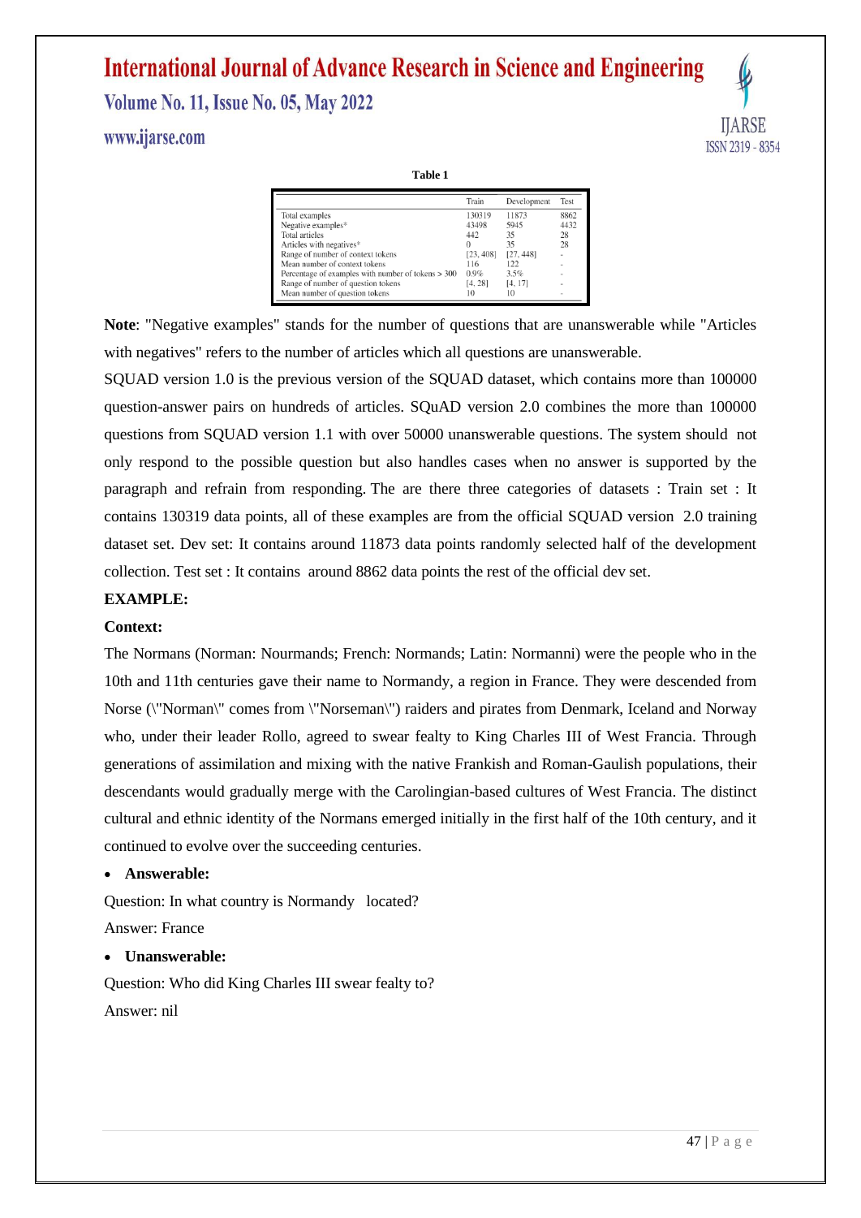**Table 1**

| | Train | Development | Test |
|---|---|---|---|
| Total examples | 130319 | 11873 | 8862 |
| Negative examples* | 43498 | 5945 | 4432 |
| Total articles | 442 | 35 | 28 |
| Articles with negatives* | 0 | 35 | 28 |
| Range of number of context tokens | [23, 408] | [27, 448] | - |
| Mean number of context tokens | 116 | 122 | - |
| Percentage of examples with number of tokens > 300 | 0.9% | 3.5% | - |
| Range of number of question tokens | [4, 28] | [4, 17] | - |
| Mean number of question tokens | 10 | 10 | - |

**Note**: "Negative examples" stands for the number of questions that are unanswerable while "Articles with negatives" refers to the number of articles which all questions are unanswerable.

SQUAD version 1.0 is the previous version of the SQUAD dataset, which contains more than 100000 question-answer pairs on hundreds of articles. SQuAD version 2.0 combines the more than 100000 questions from SQUAD version 1.1 with over 50000 unanswerable questions. The system should not only respond to the possible question but also handles cases when no answer is supported by the paragraph and refrain from responding. The are there three categories of datasets : Train set : It contains 130319 data points, all of these examples are from the official SQUAD version 2.0 training dataset set. Dev set: It contains around 11873 data points randomly selected half of the development collection. Test set : It contains around 8862 data points the rest of the official dev set.

**EXAMPLE:**

**Context:**

The Normans (Norman: Nourmands; French: Normands; Latin: Normanni) were the people who in the 10th and 11th centuries gave their name to Normandy, a region in France. They were descended from Norse (\"Norman\" comes from \"Norseman\") raiders and pirates from Denmark, Iceland and Norway who, under their leader Rollo, agreed to swear fealty to King Charles III of West Francia. Through generations of assimilation and mixing with the native Frankish and Roman-Gaulish populations, their descendants would gradually merge with the Carolingian-based cultures of West Francia. The distinct cultural and ethnic identity of the Normans emerged initially in the first half of the 10th century, and it continued to evolve over the succeeding centuries.

- **Answerable:**

Question: In what country is Normandy located?

Answer: France

- **Unanswerable:**

Question: Who did King Charles III swear fealty to?

Answer: nil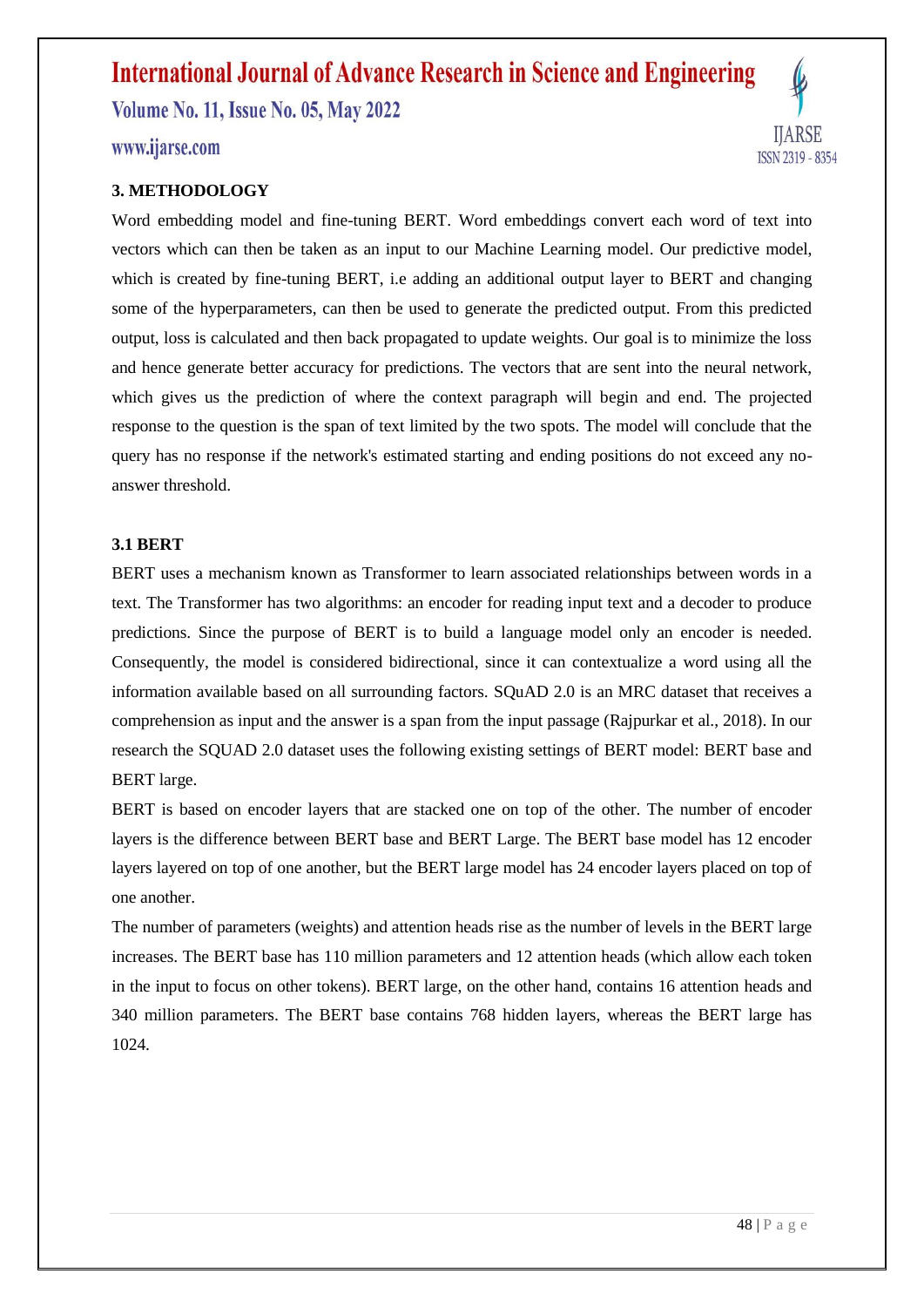## 3. METHODOLOGY

Word embedding model and fine-tuning BERT. Word embeddings convert each word of text into vectors which can then be taken as an input to our Machine Learning model. Our predictive model, which is created by fine-tuning BERT, i.e adding an additional output layer to BERT and changing some of the hyperparameters, can then be used to generate the predicted output. From this predicted output, loss is calculated and then back propagated to update weights. Our goal is to minimize the loss and hence generate better accuracy for predictions. The vectors that are sent into the neural network, which gives us the prediction of where the context paragraph will begin and end. The projected response to the question is the span of text limited by the two spots. The model will conclude that the query has no response if the network's estimated starting and ending positions do not exceed any no-answer threshold.

### 3.1 BERT

BERT uses a mechanism known as Transformer to learn associated relationships between words in a text. The Transformer has two algorithms: an encoder for reading input text and a decoder to produce predictions. Since the purpose of BERT is to build a language model only an encoder is needed. Consequently, the model is considered bidirectional, since it can contextualize a word using all the information available based on all surrounding factors. SQuAD 2.0 is an MRC dataset that receives a comprehension as input and the answer is a span from the input passage (Rajpurkar et al., 2018). In our research the SQUAD 2.0 dataset uses the following existing settings of BERT model: BERT base and BERT large.

BERT is based on encoder layers that are stacked one on top of the other. The number of encoder layers is the difference between BERT base and BERT Large. The BERT base model has 12 encoder layers layered on top of one another, but the BERT large model has 24 encoder layers placed on top of one another.

The number of parameters (weights) and attention heads rise as the number of levels in the BERT large increases. The BERT base has 110 million parameters and 12 attention heads (which allow each token in the input to focus on other tokens). BERT large, on the other hand, contains 16 attention heads and 340 million parameters. The BERT base contains 768 hidden layers, whereas the BERT large has 1024.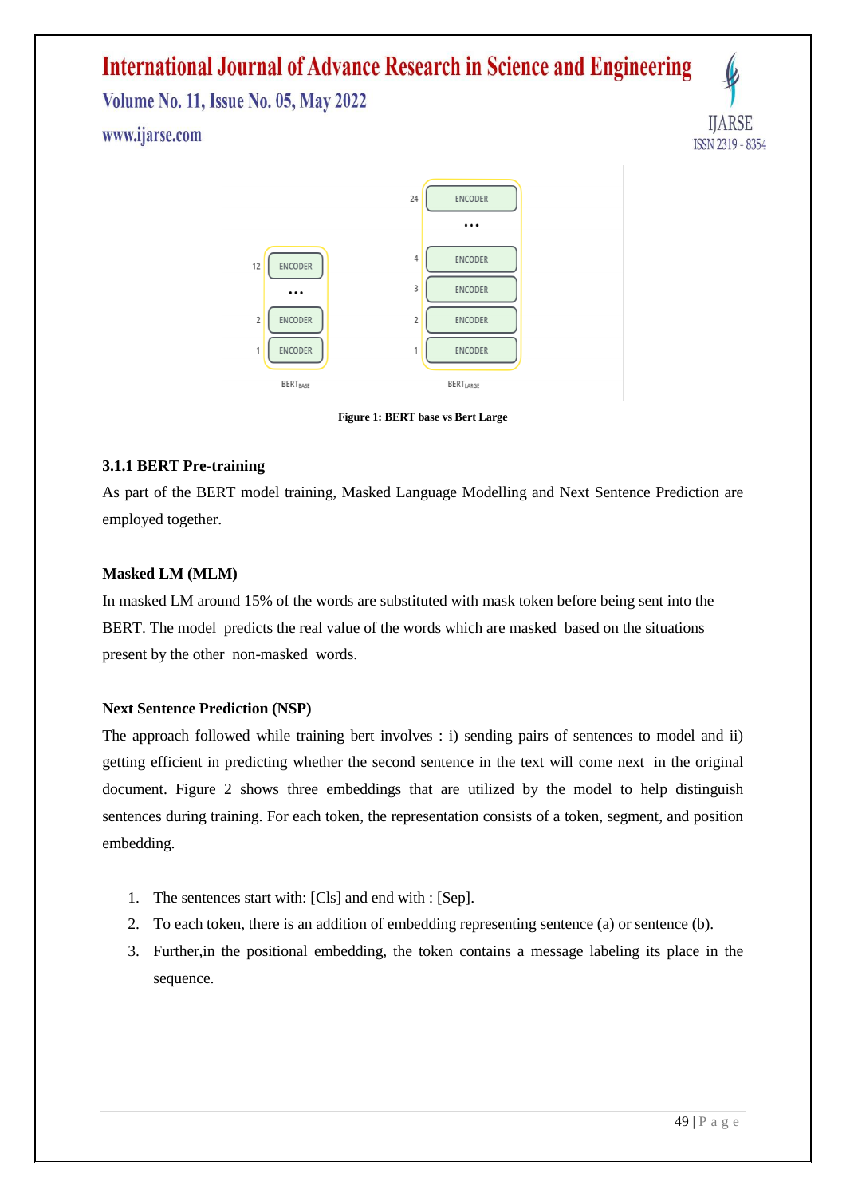Figure 1: BERT base vs Bert Large

### 3.1.1 BERT Pre-training

As part of the BERT model training, Masked Language Modelling and Next Sentence Prediction are employed together.

**Masked LM (MLM)**

In masked LM around 15% of the words are substituted with mask token before being sent into the BERT. The model predicts the real value of the words which are masked based on the situations present by the other non-masked words.

**Next Sentence Prediction (NSP)**

The approach followed while training bert involves : i) sending pairs of sentences to model and ii) getting efficient in predicting whether the second sentence in the text will come next in the original document. Figure 2 shows three embeddings that are utilized by the model to help distinguish sentences during training. For each token, the representation consists of a token, segment, and position embedding.

1. The sentences start with: [Cls] and end with : [Sep].
2. To each token, there is an addition of embedding representing sentence (a) or sentence (b).
3. Further,in the positional embedding, the token contains a message labeling its place in the sequence.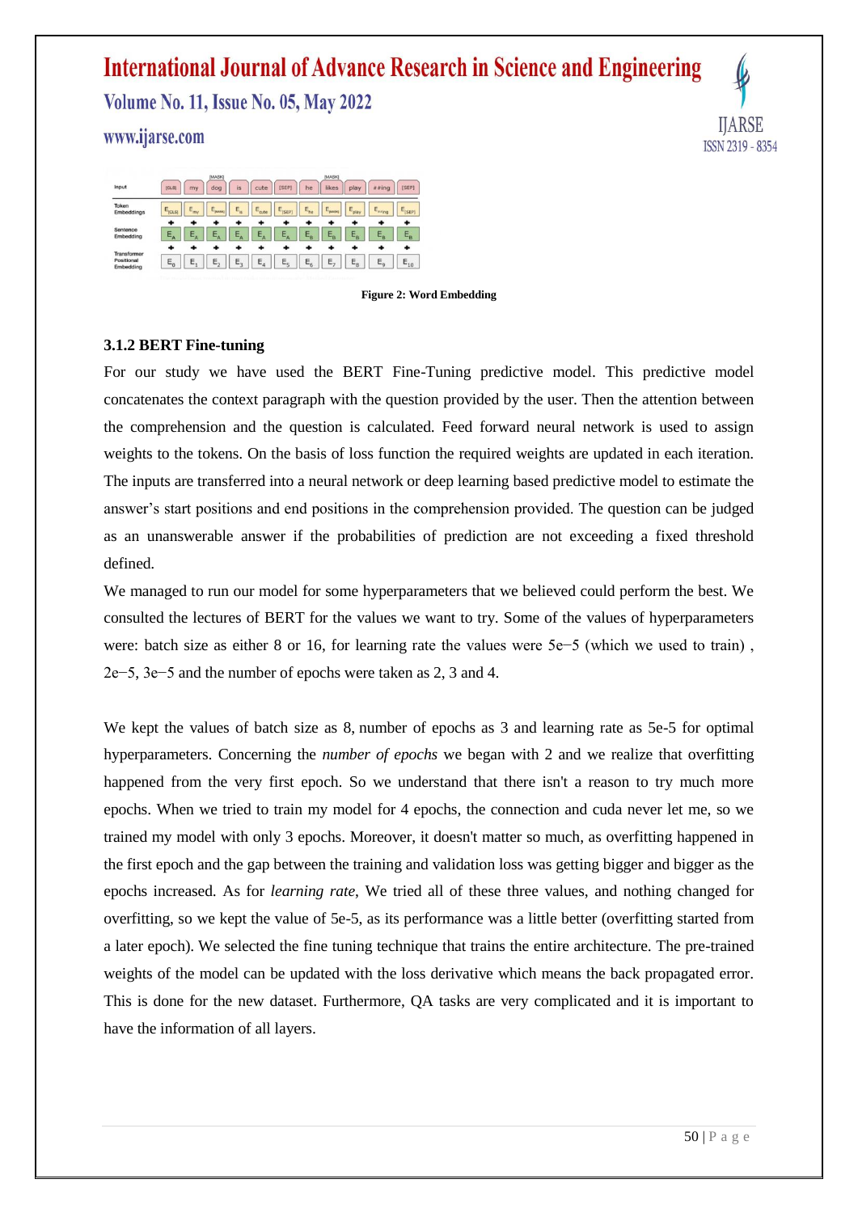Figure 2: Word Embedding

### 3.1.2 BERT Fine-tuning

For our study we have used the BERT Fine-Tuning predictive model. This predictive model concatenates the context paragraph with the question provided by the user. Then the attention between the comprehension and the question is calculated. Feed forward neural network is used to assign weights to the tokens. On the basis of loss function the required weights are updated in each iteration. The inputs are transferred into a neural network or deep learning based predictive model to estimate the answer's start positions and end positions in the comprehension provided. The question can be judged as an unanswerable answer if the probabilities of prediction are not exceeding a fixed threshold defined.

We managed to run our model for some hyperparameters that we believed could perform the best. We consulted the lectures of BERT for the values we want to try. Some of the values of hyperparameters were: batch size as either 8 or 16, for learning rate the values were 5e−5 (which we used to train) , 2e−5, 3e−5 and the number of epochs were taken as 2, 3 and 4.

We kept the values of batch size as 8, number of epochs as 3 and learning rate as 5e-5 for optimal hyperparameters. Concerning the *number of epochs* we began with 2 and we realize that overfitting happened from the very first epoch. So we understand that there isn't a reason to try much more epochs. When we tried to train my model for 4 epochs, the connection and cuda never let me, so we trained my model with only 3 epochs. Moreover, it doesn't matter so much, as overfitting happened in the first epoch and the gap between the training and validation loss was getting bigger and bigger as the epochs increased. As for *learning rate*, We tried all of these three values, and nothing changed for overfitting, so we kept the value of 5e-5, as its performance was a little better (overfitting started from a later epoch). We selected the fine tuning technique that trains the entire architecture. The pre-trained weights of the model can be updated with the loss derivative which means the back propagated error. This is done for the new dataset. Furthermore, QA tasks are very complicated and it is important to have the information of all layers.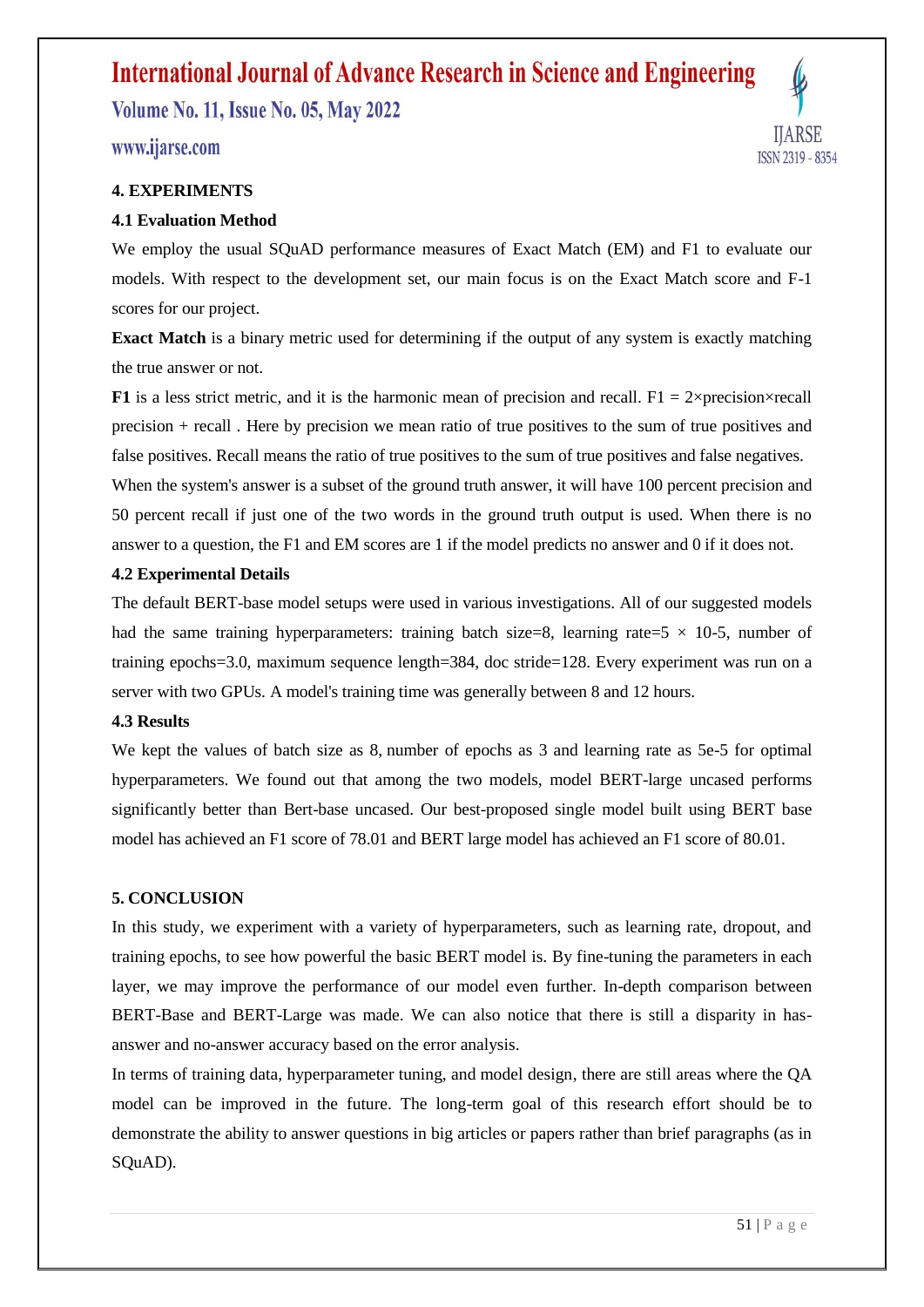## 4. EXPERIMENTS

### 4.1 Evaluation Method

We employ the usual SQuAD performance measures of Exact Match (EM) and F1 to evaluate our models. With respect to the development set, our main focus is on the Exact Match score and F-1 scores for our project.

**Exact Match** is a binary metric used for determining if the output of any system is exactly matching the true answer or not.

**F1** is a less strict metric, and it is the harmonic mean of precision and recall. F1 = 2×precision×recall precision + recall . Here by precision we mean ratio of true positives to the sum of true positives and false positives. Recall means the ratio of true positives to the sum of true positives and false negatives. When the system's answer is a subset of the ground truth answer, it will have 100 percent precision and 50 percent recall if just one of the two words in the ground truth output is used. When there is no answer to a question, the F1 and EM scores are 1 if the model predicts no answer and 0 if it does not.

### 4.2 Experimental Details

The default BERT-base model setups were used in various investigations. All of our suggested models had the same training hyperparameters: training batch size=8, learning rate=5 × 10-5, number of training epochs=3.0, maximum sequence length=384, doc stride=128. Every experiment was run on a server with two GPUs. A model's training time was generally between 8 and 12 hours.

### 4.3 Results

We kept the values of batch size as 8, number of epochs as 3 and learning rate as 5e-5 for optimal hyperparameters. We found out that among the two models, model BERT-large uncased performs significantly better than Bert-base uncased. Our best-proposed single model built using BERT base model has achieved an F1 score of 78.01 and BERT large model has achieved an F1 score of 80.01.

## 5. CONCLUSION

In this study, we experiment with a variety of hyperparameters, such as learning rate, dropout, and training epochs, to see how powerful the basic BERT model is. By fine-tuning the parameters in each layer, we may improve the performance of our model even further. In-depth comparison between BERT-Base and BERT-Large was made. We can also notice that there is still a disparity in has-answer and no-answer accuracy based on the error analysis.

In terms of training data, hyperparameter tuning, and model design, there are still areas where the QA model can be improved in the future. The long-term goal of this research effort should be to demonstrate the ability to answer questions in big articles or papers rather than brief paragraphs (as in SQuAD).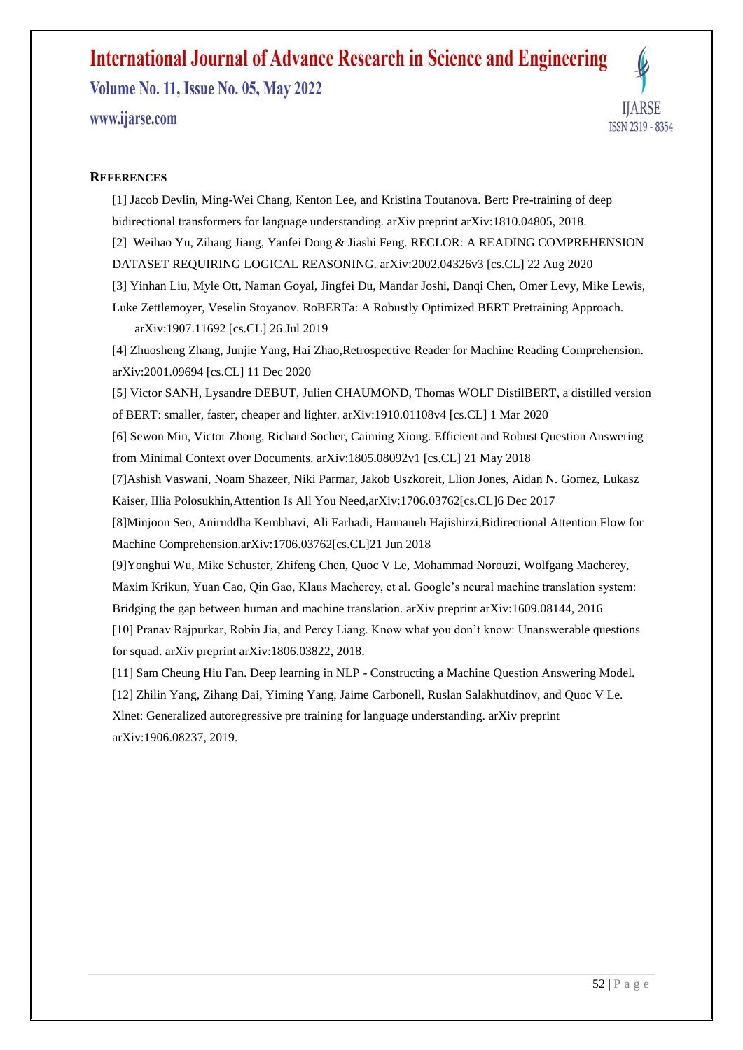## REFERENCES

[1] Jacob Devlin, Ming-Wei Chang, Kenton Lee, and Kristina Toutanova. Bert: Pre-training of deep bidirectional transformers for language understanding. arXiv preprint arXiv:1810.04805, 2018.

[2] Weihao Yu, Zihang Jiang, Yanfei Dong & Jiashi Feng. RECLOR: A READING COMPREHENSION DATASET REQUIRING LOGICAL REASONING. arXiv:2002.04326v3 [cs.CL] 22 Aug 2020

[3] Yinhan Liu, Myle Ott, Naman Goyal, Jingfei Du, Mandar Joshi, Danqi Chen, Omer Levy, Mike Lewis, Luke Zettlemoyer, Veselin Stoyanov. RoBERTa: A Robustly Optimized BERT Pretraining Approach. arXiv:1907.11692 [cs.CL] 26 Jul 2019

[4] Zhuosheng Zhang, Junjie Yang, Hai Zhao,Retrospective Reader for Machine Reading Comprehension. arXiv:2001.09694 [cs.CL] 11 Dec 2020

[5] Victor SANH, Lysandre DEBUT, Julien CHAUMOND, Thomas WOLF DistilBERT, a distilled version of BERT: smaller, faster, cheaper and lighter. arXiv:1910.01108v4 [cs.CL] 1 Mar 2020

[6] Sewon Min, Victor Zhong, Richard Socher, Caiming Xiong. Efficient and Robust Question Answering from Minimal Context over Documents. arXiv:1805.08092v1 [cs.CL] 21 May 2018

[7]Ashish Vaswani, Noam Shazeer, Niki Parmar, Jakob Uszkoreit, Llion Jones, Aidan N. Gomez, Lukasz Kaiser, Illia Polosukhin,Attention Is All You Need,arXiv:1706.03762[cs.CL]6 Dec 2017

[8]Minjoon Seo, Aniruddha Kembhavi, Ali Farhadi, Hannaneh Hajishirzi,Bidirectional Attention Flow for Machine Comprehension.arXiv:1706.03762[cs.CL]21 Jun 2018

[9]Yonghui Wu, Mike Schuster, Zhifeng Chen, Quoc V Le, Mohammad Norouzi, Wolfgang Macherey, Maxim Krikun, Yuan Cao, Qin Gao, Klaus Macherey, et al. Google's neural machine translation system: Bridging the gap between human and machine translation. arXiv preprint arXiv:1609.08144, 2016

[10] Pranav Rajpurkar, Robin Jia, and Percy Liang. Know what you don't know: Unanswerable questions for squad. arXiv preprint arXiv:1806.03822, 2018.

[11] Sam Cheung Hiu Fan. Deep learning in NLP - Constructing a Machine Question Answering Model.

[12] Zhilin Yang, Zihang Dai, Yiming Yang, Jaime Carbonell, Ruslan Salakhutdinov, and Quoc V Le. Xlnet: Generalized autoregressive pre training for language understanding. arXiv preprint arXiv:1906.08237, 2019.